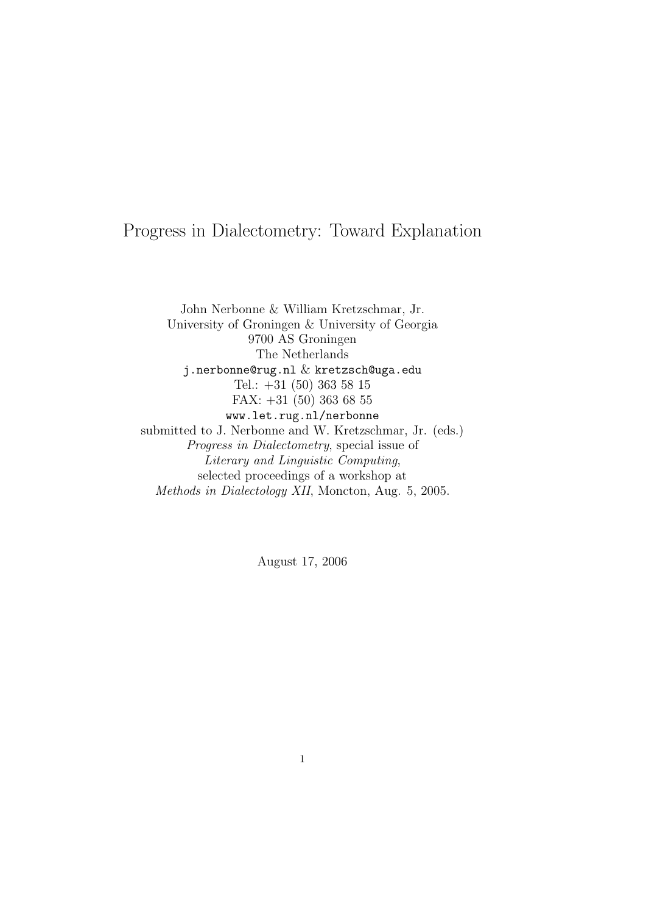# Progress in Dialectometry: Toward Explanation

John Nerbonne & William Kretzschmar, Jr.
University of Groningen & University of Georgia
9700 AS Groningen
The Netherlands
`j.nerbonne@rug.nl` & `kretzsch@uga.edu`
Tel.: +31 (50) 363 58 15
FAX: +31 (50) 363 68 55
`www.let.rug.nl/nerbonne`
submitted to J. Nerbonne and W. Kretzschmar, Jr. (eds.)
*Progress in Dialectometry*, special issue of
*Literary and Linguistic Computing*,
selected proceedings of a workshop at
*Methods in Dialectology XII*, Moncton, Aug. 5, 2005.

August 17, 2006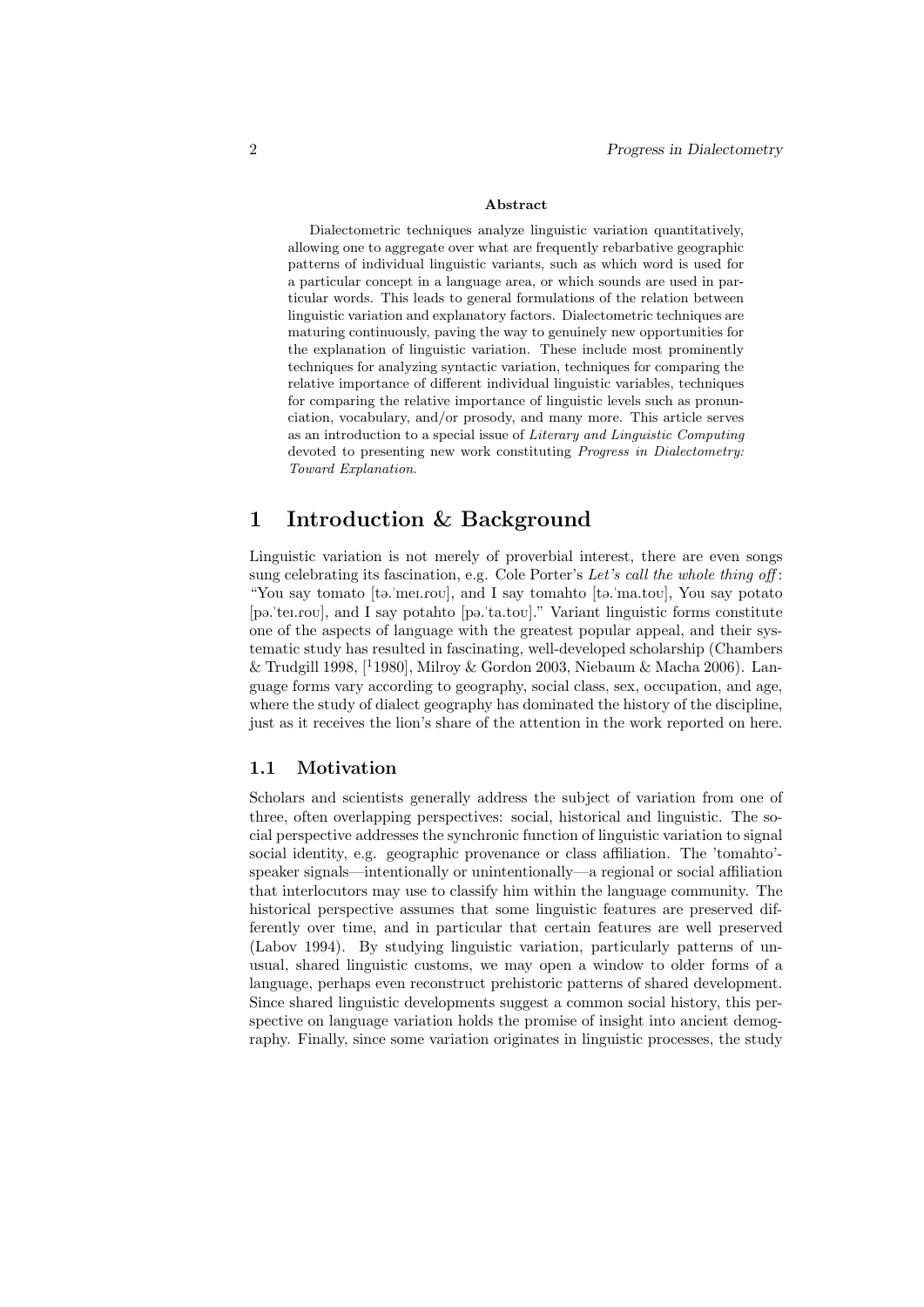**Abstract**

Dialectometric techniques analyze linguistic variation quantitatively, allowing one to aggregate over what are frequently rebarbative geographic patterns of individual linguistic variants, such as which word is used for a particular concept in a language area, or which sounds are used in particular words. This leads to general formulations of the relation between linguistic variation and explanatory factors. Dialectometric techniques are maturing continuously, paving the way to genuinely new opportunities for the explanation of linguistic variation. These include most prominently techniques for analyzing syntactic variation, techniques for comparing the relative importance of different individual linguistic variables, techniques for comparing the relative importance of linguistic levels such as pronunciation, vocabulary, and/or prosody, and many more. This article serves as an introduction to a special issue of *Literary and Linguistic Computing* devoted to presenting new work constituting *Progress in Dialectometry: Toward Explanation*.

# 1 Introduction & Background

Linguistic variation is not merely of proverbial interest, there are even songs sung celebrating its fascination, e.g. Cole Porter's *Let's call the whole thing off*: "You say tomato [tə.ˈmeɪ.ɾoʊ], and I say tomahto [tə.ˈma.toʊ], You say potato [pə.ˈteɪ.ɾoʊ], and I say potahto [pə.ˈta.toʊ]." Variant linguistic forms constitute one of the aspects of language with the greatest popular appeal, and their systematic study has resulted in fascinating, well-developed scholarship (Chambers & Trudgill 1998, [[1]1980], Milroy & Gordon 2003, Niebaum & Macha 2006). Language forms vary according to geography, social class, sex, occupation, and age, where the study of dialect geography has dominated the history of the discipline, just as it receives the lion's share of the attention in the work reported on here.

## 1.1 Motivation

Scholars and scientists generally address the subject of variation from one of three, often overlapping perspectives: social, historical and linguistic. The social perspective addresses the synchronic function of linguistic variation to signal social identity, e.g. geographic provenance or class affiliation. The 'tomahto'-speaker signals—intentionally or unintentionally—a regional or social affiliation that interlocutors may use to classify him within the language community. The historical perspective assumes that some linguistic features are preserved differently over time, and in particular that certain features are well preserved (Labov 1994). By studying linguistic variation, particularly patterns of unusual, shared linguistic customs, we may open a window to older forms of a language, perhaps even reconstruct prehistoric patterns of shared development. Since shared linguistic developments suggest a common social history, this perspective on language variation holds the promise of insight into ancient demography. Finally, since some variation originates in linguistic processes, the study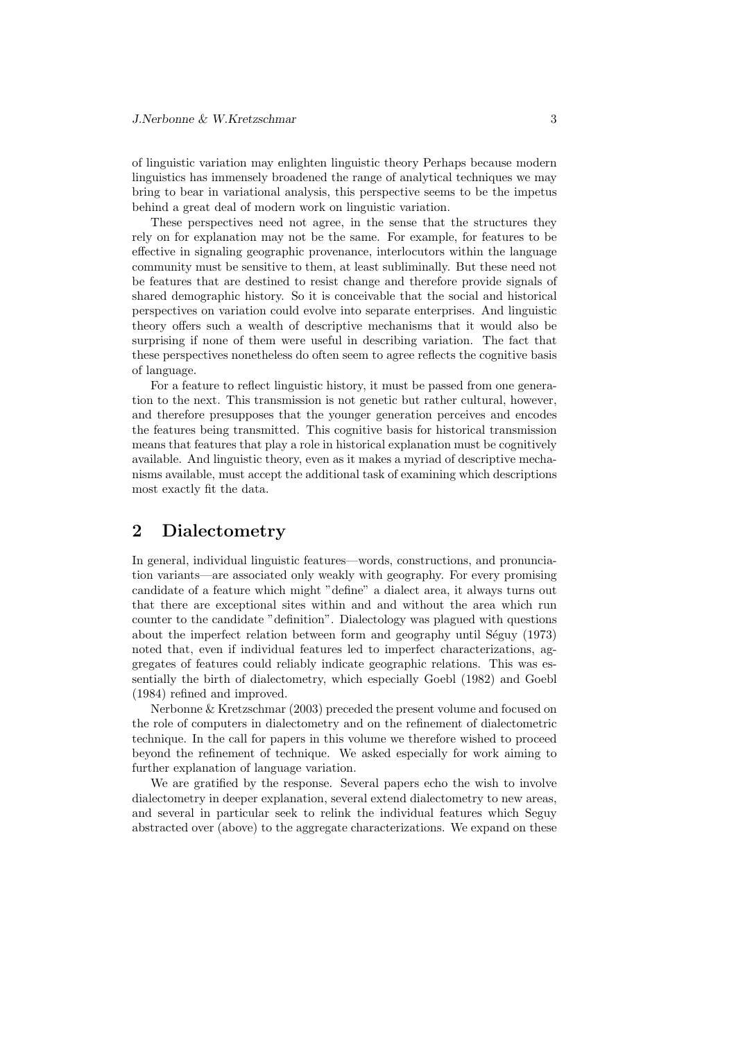of linguistic variation may enlighten linguistic theory Perhaps because modern linguistics has immensely broadened the range of analytical techniques we may bring to bear in variational analysis, this perspective seems to be the impetus behind a great deal of modern work on linguistic variation.

These perspectives need not agree, in the sense that the structures they rely on for explanation may not be the same. For example, for features to be effective in signaling geographic provenance, interlocutors within the language community must be sensitive to them, at least subliminally. But these need not be features that are destined to resist change and therefore provide signals of shared demographic history. So it is conceivable that the social and historical perspectives on variation could evolve into separate enterprises. And linguistic theory offers such a wealth of descriptive mechanisms that it would also be surprising if none of them were useful in describing variation. The fact that these perspectives nonetheless do often seem to agree reflects the cognitive basis of language.

For a feature to reflect linguistic history, it must be passed from one generation to the next. This transmission is not genetic but rather cultural, however, and therefore presupposes that the younger generation perceives and encodes the features being transmitted. This cognitive basis for historical transmission means that features that play a role in historical explanation must be cognitively available. And linguistic theory, even as it makes a myriad of descriptive mechanisms available, must accept the additional task of examining which descriptions most exactly fit the data.

## 2 Dialectometry

In general, individual linguistic features—words, constructions, and pronunciation variants—are associated only weakly with geography. For every promising candidate of a feature which might "define" a dialect area, it always turns out that there are exceptional sites within and and without the area which run counter to the candidate "definition". Dialectology was plagued with questions about the imperfect relation between form and geography until Séguy (1973) noted that, even if individual features led to imperfect characterizations, aggregates of features could reliably indicate geographic relations. This was essentially the birth of dialectometry, which especially Goebl (1982) and Goebl (1984) refined and improved.

Nerbonne & Kretzschmar (2003) preceded the present volume and focused on the role of computers in dialectometry and on the refinement of dialectometric technique. In the call for papers in this volume we therefore wished to proceed beyond the refinement of technique. We asked especially for work aiming to further explanation of language variation.

We are gratified by the response. Several papers echo the wish to involve dialectometry in deeper explanation, several extend dialectometry to new areas, and several in particular seek to relink the individual features which Seguy abstracted over (above) to the aggregate characterizations. We expand on these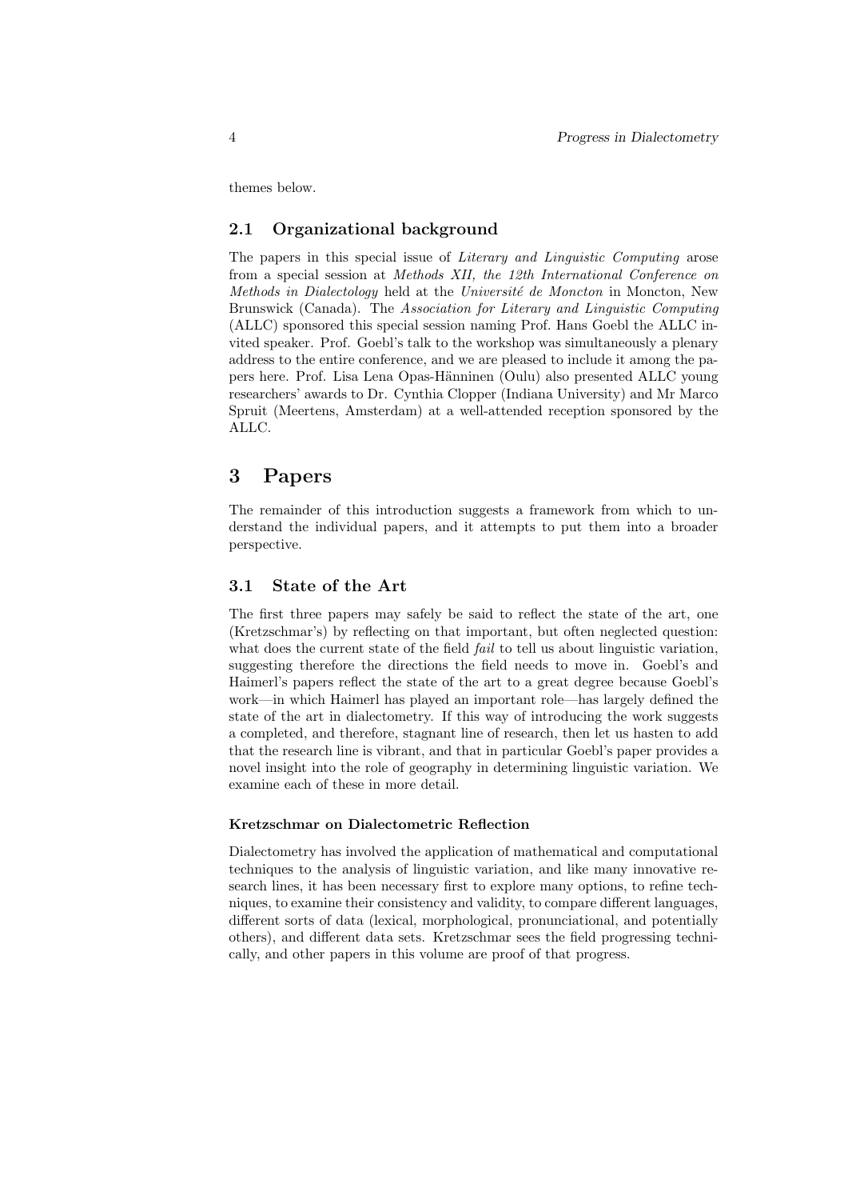themes below.

### 2.1 Organizational background

The papers in this special issue of *Literary and Linguistic Computing* arose from a special session at *Methods XII, the 12th International Conference on Methods in Dialectology* held at the *Université de Moncton* in Moncton, New Brunswick (Canada). The *Association for Literary and Linguistic Computing* (ALLC) sponsored this special session naming Prof. Hans Goebl the ALLC invited speaker. Prof. Goebl's talk to the workshop was simultaneously a plenary address to the entire conference, and we are pleased to include it among the papers here. Prof. Lisa Lena Opas-Hänninen (Oulu) also presented ALLC young researchers' awards to Dr. Cynthia Clopper (Indiana University) and Mr Marco Spruit (Meertens, Amsterdam) at a well-attended reception sponsored by the ALLC.

## 3 Papers

The remainder of this introduction suggests a framework from which to understand the individual papers, and it attempts to put them into a broader perspective.

### 3.1 State of the Art

The first three papers may safely be said to reflect the state of the art, one (Kretzschmar's) by reflecting on that important, but often neglected question: what does the current state of the field *fail* to tell us about linguistic variation, suggesting therefore the directions the field needs to move in. Goebl's and Haimerl's papers reflect the state of the art to a great degree because Goebl's work—in which Haimerl has played an important role—has largely defined the state of the art in dialectometry. If this way of introducing the work suggests a completed, and therefore, stagnant line of research, then let us hasten to add that the research line is vibrant, and that in particular Goebl's paper provides a novel insight into the role of geography in determining linguistic variation. We examine each of these in more detail.

#### Kretzschmar on Dialectometric Reflection

Dialectometry has involved the application of mathematical and computational techniques to the analysis of linguistic variation, and like many innovative research lines, it has been necessary first to explore many options, to refine techniques, to examine their consistency and validity, to compare different languages, different sorts of data (lexical, morphological, pronunciational, and potentially others), and different data sets. Kretzschmar sees the field progressing technically, and other papers in this volume are proof of that progress.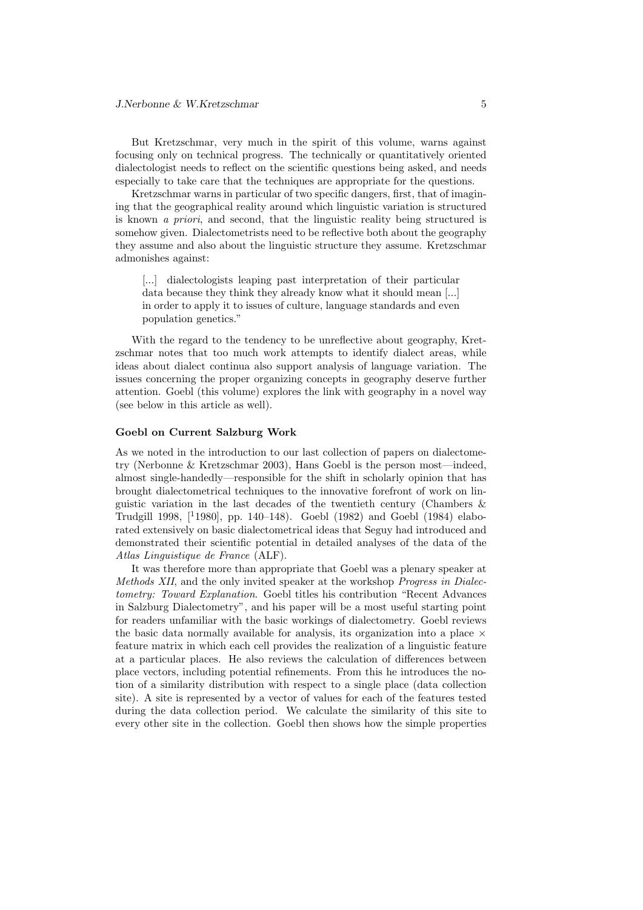But Kretzschmar, very much in the spirit of this volume, warns against focusing only on technical progress. The technically or quantitatively oriented dialectologist needs to reflect on the scientific questions being asked, and needs especially to take care that the techniques are appropriate for the questions.

Kretzschmar warns in particular of two specific dangers, first, that of imagining that the geographical reality around which linguistic variation is structured is known *a priori*, and second, that the linguistic reality being structured is somehow given. Dialectometrists need to be reflective both about the geography they assume and also about the linguistic structure they assume. Kretzschmar admonishes against:

> [...] dialectologists leaping past interpretation of their particular data because they think they already know what it should mean [...] in order to apply it to issues of culture, language standards and even population genetics."

With the regard to the tendency to be unreflective about geography, Kretzschmar notes that too much work attempts to identify dialect areas, while ideas about dialect continua also support analysis of language variation. The issues concerning the proper organizing concepts in geography deserve further attention. Goebl (this volume) explores the link with geography in a novel way (see below in this article as well).

### Goebl on Current Salzburg Work

As we noted in the introduction to our last collection of papers on dialectometry (Nerbonne & Kretzschmar 2003), Hans Goebl is the person most—indeed, almost single-handedly—responsible for the shift in scholarly opinion that has brought dialectometrical techniques to the innovative forefront of work on linguistic variation in the last decades of the twentieth century (Chambers & Trudgill 1998, [[1]1980], pp. 140–148). Goebl (1982) and Goebl (1984) elaborated extensively on basic dialectometrical ideas that Seguy had introduced and demonstrated their scientific potential in detailed analyses of the data of the *Atlas Linguistique de France* (ALF).

It was therefore more than appropriate that Goebl was a plenary speaker at *Methods XII*, and the only invited speaker at the workshop *Progress in Dialectometry: Toward Explanation*. Goebl titles his contribution "Recent Advances in Salzburg Dialectometry", and his paper will be a most useful starting point for readers unfamiliar with the basic workings of dialectometry. Goebl reviews the basic data normally available for analysis, its organization into a place $\times$ feature matrix in which each cell provides the realization of a linguistic feature at a particular places. He also reviews the calculation of differences between place vectors, including potential refinements. From this he introduces the notion of a similarity distribution with respect to a single place (data collection site). A site is represented by a vector of values for each of the features tested during the data collection period. We calculate the similarity of this site to every other site in the collection. Goebl then shows how the simple properties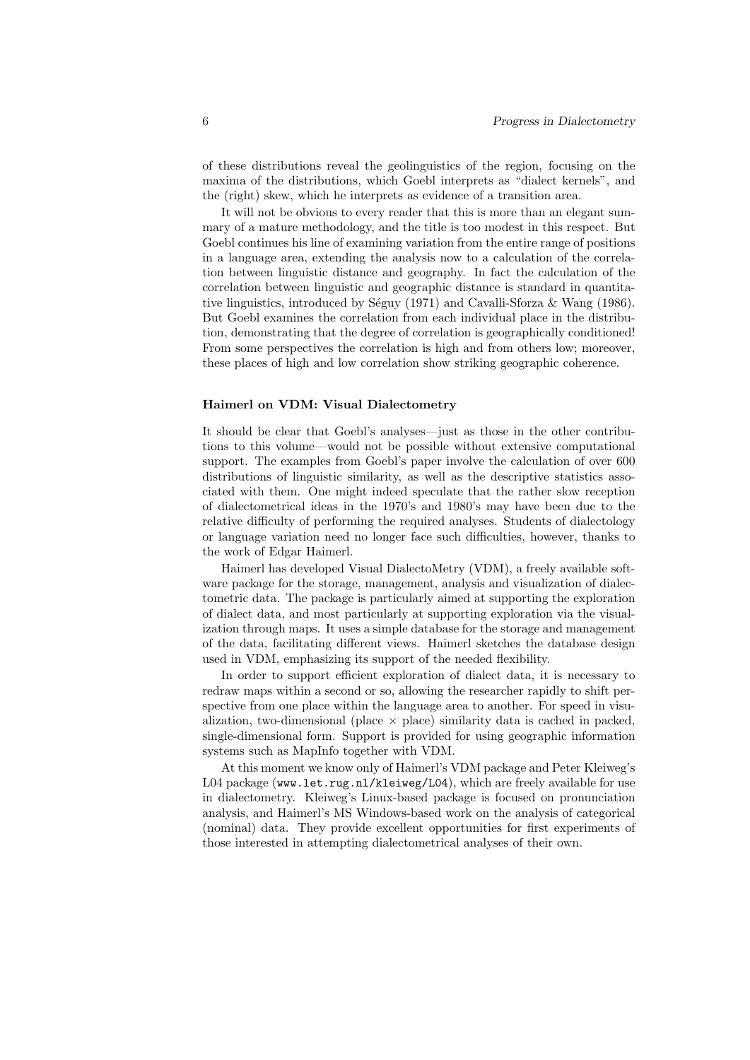of these distributions reveal the geolinguistics of the region, focusing on the maxima of the distributions, which Goebl interprets as "dialect kernels", and the (right) skew, which he interprets as evidence of a transition area.

It will not be obvious to every reader that this is more than an elegant summary of a mature methodology, and the title is too modest in this respect. But Goebl continues his line of examining variation from the entire range of positions in a language area, extending the analysis now to a calculation of the correlation between linguistic distance and geography. In fact the calculation of the correlation between linguistic and geographic distance is standard in quantitative linguistics, introduced by Séguy (1971) and Cavalli-Sforza & Wang (1986). But Goebl examines the correlation from each individual place in the distribution, demonstrating that the degree of correlation is geographically conditioned! From some perspectives the correlation is high and from others low; moreover, these places of high and low correlation show striking geographic coherence.

### Haimerl on VDM: Visual Dialectometry

It should be clear that Goebl's analyses—just as those in the other contributions to this volume—would not be possible without extensive computational support. The examples from Goebl's paper involve the calculation of over 600 distributions of linguistic similarity, as well as the descriptive statistics associated with them. One might indeed speculate that the rather slow reception of dialectometrical ideas in the 1970's and 1980's may have been due to the relative difficulty of performing the required analyses. Students of dialectology or language variation need no longer face such difficulties, however, thanks to the work of Edgar Haimerl.

Haimerl has developed Visual DialectoMetry (VDM), a freely available software package for the storage, management, analysis and visualization of dialectometric data. The package is particularly aimed at supporting the exploration of dialect data, and most particularly at supporting exploration via the visualization through maps. It uses a simple database for the storage and management of the data, facilitating different views. Haimerl sketches the database design used in VDM, emphasizing its support of the needed flexibility.

In order to support efficient exploration of dialect data, it is necessary to redraw maps within a second or so, allowing the researcher rapidly to shift perspective from one place within the language area to another. For speed in visualization, two-dimensional (place $\times$ place) similarity data is cached in packed, single-dimensional form. Support is provided for using geographic information systems such as MapInfo together with VDM.

At this moment we know only of Haimerl's VDM package and Peter Kleiweg's L04 package (`www.let.rug.nl/kleiweg/L04`), which are freely available for use in dialectometry. Kleiweg's Linux-based package is focused on pronunciation analysis, and Haimerl's MS Windows-based work on the analysis of categorical (nominal) data. They provide excellent opportunities for first experiments of those interested in attempting dialectometrical analyses of their own.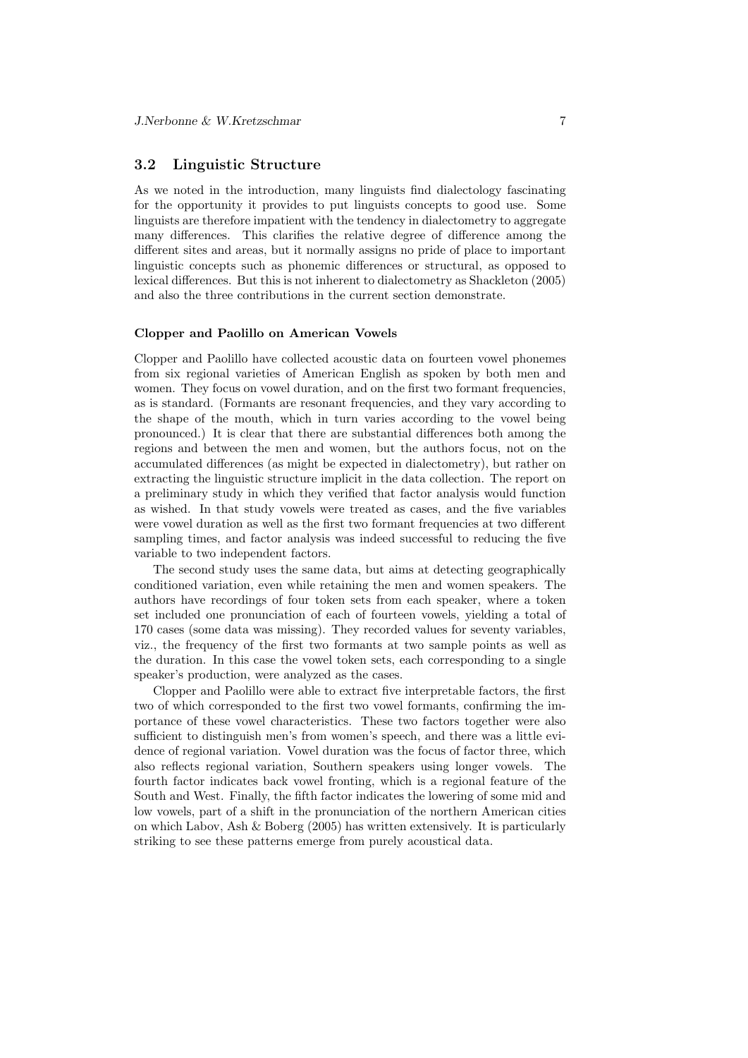## 3.2 Linguistic Structure

As we noted in the introduction, many linguists find dialectology fascinating for the opportunity it provides to put linguists concepts to good use. Some linguists are therefore impatient with the tendency in dialectometry to aggregate many differences. This clarifies the relative degree of difference among the different sites and areas, but it normally assigns no pride of place to important linguistic concepts such as phonemic differences or structural, as opposed to lexical differences. But this is not inherent to dialectometry as Shackleton (2005) and also the three contributions in the current section demonstrate.

**Clopper and Paolillo on American Vowels**

Clopper and Paolillo have collected acoustic data on fourteen vowel phonemes from six regional varieties of American English as spoken by both men and women. They focus on vowel duration, and on the first two formant frequencies, as is standard. (Formants are resonant frequencies, and they vary according to the shape of the mouth, which in turn varies according to the vowel being pronounced.) It is clear that there are substantial differences both among the regions and between the men and women, but the authors focus, not on the accumulated differences (as might be expected in dialectometry), but rather on extracting the linguistic structure implicit in the data collection. The report on a preliminary study in which they verified that factor analysis would function as wished. In that study vowels were treated as cases, and the five variables were vowel duration as well as the first two formant frequencies at two different sampling times, and factor analysis was indeed successful to reducing the five variable to two independent factors.

The second study uses the same data, but aims at detecting geographically conditioned variation, even while retaining the men and women speakers. The authors have recordings of four token sets from each speaker, where a token set included one pronunciation of each of fourteen vowels, yielding a total of 170 cases (some data was missing). They recorded values for seventy variables, viz., the frequency of the first two formants at two sample points as well as the duration. In this case the vowel token sets, each corresponding to a single speaker's production, were analyzed as the cases.

Clopper and Paolillo were able to extract five interpretable factors, the first two of which corresponded to the first two vowel formants, confirming the importance of these vowel characteristics. These two factors together were also sufficient to distinguish men's from women's speech, and there was a little evidence of regional variation. Vowel duration was the focus of factor three, which also reflects regional variation, Southern speakers using longer vowels. The fourth factor indicates back vowel fronting, which is a regional feature of the South and West. Finally, the fifth factor indicates the lowering of some mid and low vowels, part of a shift in the pronunciation of the northern American cities on which Labov, Ash & Boberg (2005) has written extensively. It is particularly striking to see these patterns emerge from purely acoustical data.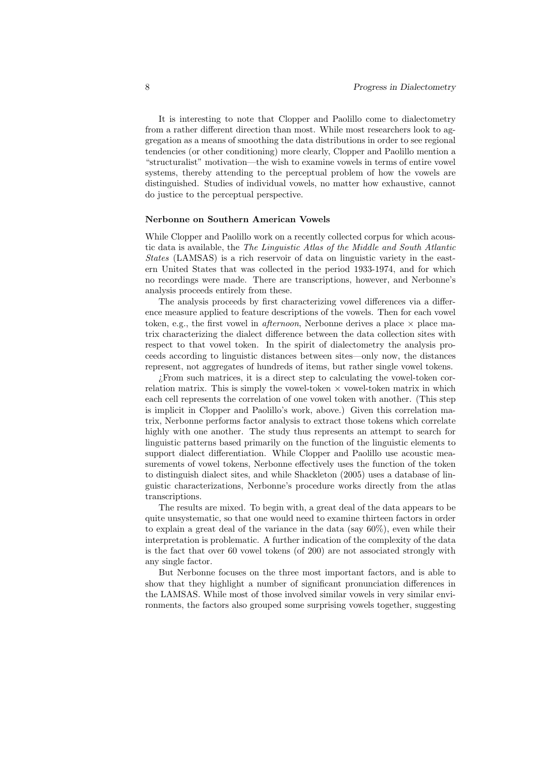It is interesting to note that Clopper and Paolillo come to dialectometry from a rather different direction than most. While most researchers look to aggregation as a means of smoothing the data distributions in order to see regional tendencies (or other conditioning) more clearly, Clopper and Paolillo mention a "structuralist" motivation—the wish to examine vowels in terms of entire vowel systems, thereby attending to the perceptual problem of how the vowels are distinguished. Studies of individual vowels, no matter how exhaustive, cannot do justice to the perceptual perspective.

**Nerbonne on Southern American Vowels**

While Clopper and Paolillo work on a recently collected corpus for which acoustic data is available, the *The Linguistic Atlas of the Middle and South Atlantic States* (LAMSAS) is a rich reservoir of data on linguistic variety in the eastern United States that was collected in the period 1933-1974, and for which no recordings were made. There are transcriptions, however, and Nerbonne's analysis proceeds entirely from these.

The analysis proceeds by first characterizing vowel differences via a difference measure applied to feature descriptions of the vowels. Then for each vowel token, e.g., the first vowel in *afternoon*, Nerbonne derives a place × place matrix characterizing the dialect difference between the data collection sites with respect to that vowel token. In the spirit of dialectometry the analysis proceeds according to linguistic distances between sites—only now, the distances represent, not aggregates of hundreds of items, but rather single vowel tokens.

¿From such matrices, it is a direct step to calculating the vowel-token correlation matrix. This is simply the vowel-token × vowel-token matrix in which each cell represents the correlation of one vowel token with another. (This step is implicit in Clopper and Paolillo's work, above.) Given this correlation matrix, Nerbonne performs factor analysis to extract those tokens which correlate highly with one another. The study thus represents an attempt to search for linguistic patterns based primarily on the function of the linguistic elements to support dialect differentiation. While Clopper and Paolillo use acoustic measurements of vowel tokens, Nerbonne effectively uses the function of the token to distinguish dialect sites, and while Shackleton (2005) uses a database of linguistic characterizations, Nerbonne's procedure works directly from the atlas transcriptions.

The results are mixed. To begin with, a great deal of the data appears to be quite unsystematic, so that one would need to examine thirteen factors in order to explain a great deal of the variance in the data (say 60%), even while their interpretation is problematic. A further indication of the complexity of the data is the fact that over 60 vowel tokens (of 200) are not associated strongly with any single factor.

But Nerbonne focuses on the three most important factors, and is able to show that they highlight a number of significant pronunciation differences in the LAMSAS. While most of those involved similar vowels in very similar environments, the factors also grouped some surprising vowels together, suggesting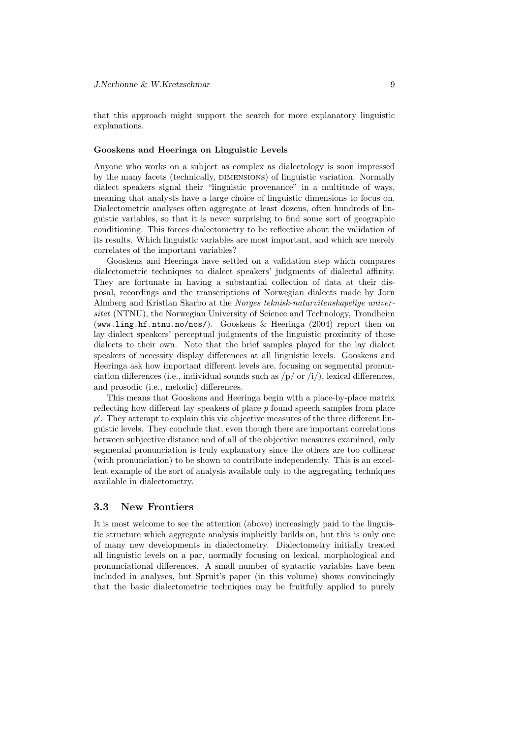that this approach might support the search for more explanatory linguistic explanations.

### Gooskens and Heeringa on Linguistic Levels

Anyone who works on a subject as complex as dialectology is soon impressed by the many facets (technically, DIMENSIONS) of linguistic variation. Normally dialect speakers signal their "linguistic provenance" in a multitude of ways, meaning that analysts have a large choice of linguistic dimensions to focus on. Dialectometric analyses often aggregate at least dozens, often hundreds of linguistic variables, so that it is never surprising to find some sort of geographic conditioning. This forces dialectometry to be reflective about the validation of its results. Which linguistic variables are most important, and which are merely correlates of the important variables?

Gooskens and Heeringa have settled on a validation step which compares dialectometric techniques to dialect speakers' judgments of dialectal affinity. They are fortunate in having a substantial collection of data at their disposal, recordings and the transcriptions of Norwegian dialects made by Jorn Almberg and Kristian Skarbo at the *Norges teknisk-naturvitenskapelige universitet* (NTNU), the Norwegian University of Science and Technology, Trondheim (`www.ling.hf.ntnu.no/nos/`). Gooskens & Heeringa (2004) report then on lay dialect speakers' perceptual judgments of the linguistic proximity of those dialects to their own. Note that the brief samples played for the lay dialect speakers of necessity display differences at all linguistic levels. Gooskens and Heeringa ask how important different levels are, focusing on segmental pronunciation differences (i.e., individual sounds such as /p/ or /i/), lexical differences, and prosodic (i.e., melodic) differences.

This means that Gooskens and Heeringa begin with a place-by-place matrix reflecting how different lay speakers of place $p$ found speech samples from place $p'$. They attempt to explain this via objective measures of the three different linguistic levels. They conclude that, even though there are important correlations between subjective distance and of all of the objective measures examined, only segmental pronunciation is truly explanatory since the others are too collinear (with pronunciation) to be shown to contribute independently. This is an excellent example of the sort of analysis available only to the aggregating techniques available in dialectometry.

## 3.3 New Frontiers

It is most welcome to see the attention (above) increasingly paid to the linguistic structure which aggregate analysis implicitly builds on, but this is only one of many new developments in dialectometry. Dialectometry initially treated all linguistic levels on a par, normally focusing on lexical, morphological and pronunciational differences. A small number of syntactic variables have been included in analyses, but Spruit's paper (in this volume) shows convincingly that the basic dialectometric techniques may be fruitfully applied to purely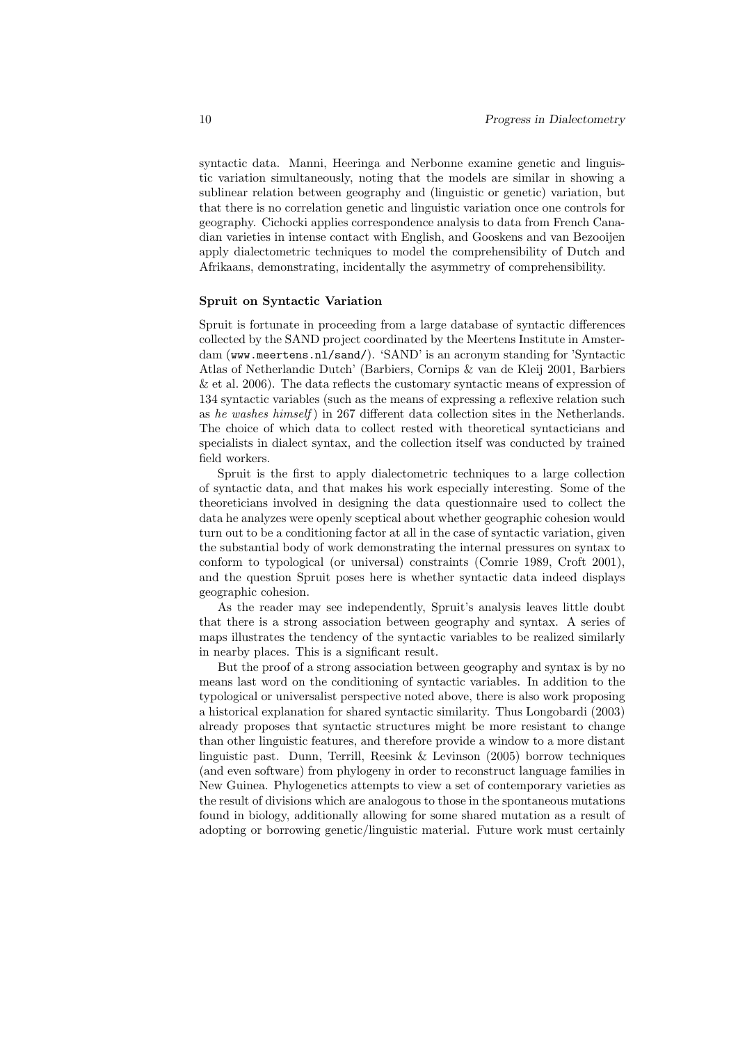syntactic data. Manni, Heeringa and Nerbonne examine genetic and linguistic variation simultaneously, noting that the models are similar in showing a sublinear relation between geography and (linguistic or genetic) variation, but that there is no correlation genetic and linguistic variation once one controls for geography. Cichocki applies correspondence analysis to data from French Canadian varieties in intense contact with English, and Gooskens and van Bezooijen apply dialectometric techniques to model the comprehensibility of Dutch and Afrikaans, demonstrating, incidentally the asymmetry of comprehensibility.

### Spruit on Syntactic Variation

Spruit is fortunate in proceeding from a large database of syntactic differences collected by the SAND project coordinated by the Meertens Institute in Amsterdam (`www.meertens.nl/sand/`). 'SAND' is an acronym standing for 'Syntactic Atlas of Netherlandic Dutch' (Barbiers, Cornips & van de Kleij 2001, Barbiers & et al. 2006). The data reflects the customary syntactic means of expression of 134 syntactic variables (such as the means of expressing a reflexive relation such as *he washes himself*) in 267 different data collection sites in the Netherlands. The choice of which data to collect rested with theoretical syntacticians and specialists in dialect syntax, and the collection itself was conducted by trained field workers.

Spruit is the first to apply dialectometric techniques to a large collection of syntactic data, and that makes his work especially interesting. Some of the theoreticians involved in designing the data questionnaire used to collect the data he analyzes were openly sceptical about whether geographic cohesion would turn out to be a conditioning factor at all in the case of syntactic variation, given the substantial body of work demonstrating the internal pressures on syntax to conform to typological (or universal) constraints (Comrie 1989, Croft 2001), and the question Spruit poses here is whether syntactic data indeed displays geographic cohesion.

As the reader may see independently, Spruit's analysis leaves little doubt that there is a strong association between geography and syntax. A series of maps illustrates the tendency of the syntactic variables to be realized similarly in nearby places. This is a significant result.

But the proof of a strong association between geography and syntax is by no means last word on the conditioning of syntactic variables. In addition to the typological or universalist perspective noted above, there is also work proposing a historical explanation for shared syntactic similarity. Thus Longobardi (2003) already proposes that syntactic structures might be more resistant to change than other linguistic features, and therefore provide a window to a more distant linguistic past. Dunn, Terrill, Reesink & Levinson (2005) borrow techniques (and even software) from phylogeny in order to reconstruct language families in New Guinea. Phylogenetics attempts to view a set of contemporary varieties as the result of divisions which are analogous to those in the spontaneous mutations found in biology, additionally allowing for some shared mutation as a result of adopting or borrowing genetic/linguistic material. Future work must certainly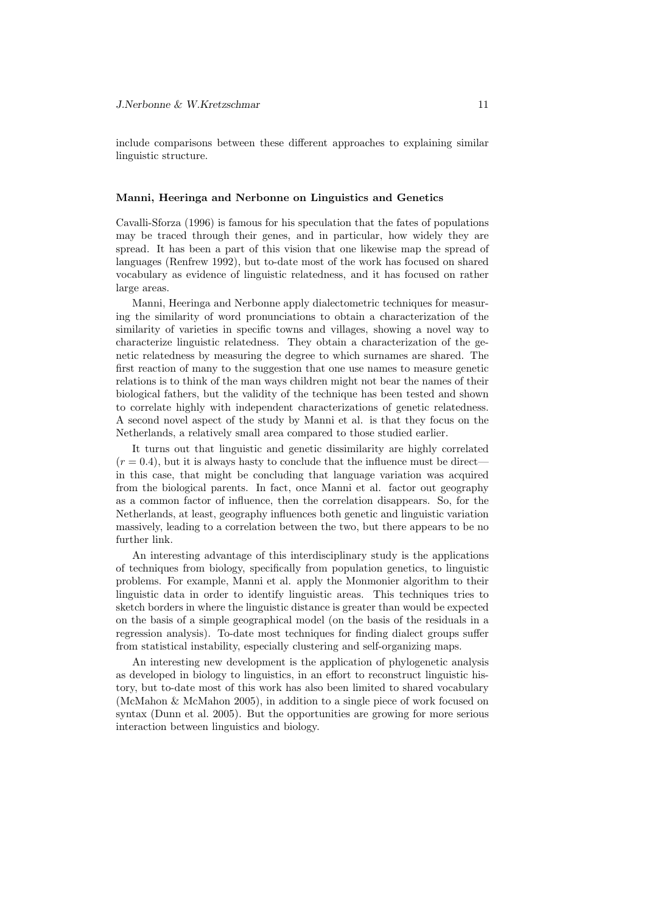include comparisons between these different approaches to explaining similar linguistic structure.

**Manni, Heeringa and Nerbonne on Linguistics and Genetics**

Cavalli-Sforza (1996) is famous for his speculation that the fates of populations may be traced through their genes, and in particular, how widely they are spread. It has been a part of this vision that one likewise map the spread of languages (Renfrew 1992), but to-date most of the work has focused on shared vocabulary as evidence of linguistic relatedness, and it has focused on rather large areas.

Manni, Heeringa and Nerbonne apply dialectometric techniques for measuring the similarity of word pronunciations to obtain a characterization of the similarity of varieties in specific towns and villages, showing a novel way to characterize linguistic relatedness. They obtain a characterization of the genetic relatedness by measuring the degree to which surnames are shared. The first reaction of many to the suggestion that one use names to measure genetic relations is to think of the man ways children might not bear the names of their biological fathers, but the validity of the technique has been tested and shown to correlate highly with independent characterizations of genetic relatedness. A second novel aspect of the study by Manni et al. is that they focus on the Netherlands, a relatively small area compared to those studied earlier.

It turns out that linguistic and genetic dissimilarity are highly correlated ($r = 0.4$), but it is always hasty to conclude that the influence must be direct—in this case, that might be concluding that language variation was acquired from the biological parents. In fact, once Manni et al. factor out geography as a common factor of influence, then the correlation disappears. So, for the Netherlands, at least, geography influences both genetic and linguistic variation massively, leading to a correlation between the two, but there appears to be no further link.

An interesting advantage of this interdisciplinary study is the applications of techniques from biology, specifically from population genetics, to linguistic problems. For example, Manni et al. apply the Monmonier algorithm to their linguistic data in order to identify linguistic areas. This techniques tries to sketch borders in where the linguistic distance is greater than would be expected on the basis of a simple geographical model (on the basis of the residuals in a regression analysis). To-date most techniques for finding dialect groups suffer from statistical instability, especially clustering and self-organizing maps.

An interesting new development is the application of phylogenetic analysis as developed in biology to linguistics, in an effort to reconstruct linguistic history, but to-date most of this work has also been limited to shared vocabulary (McMahon & McMahon 2005), in addition to a single piece of work focused on syntax (Dunn et al. 2005). But the opportunities are growing for more serious interaction between linguistics and biology.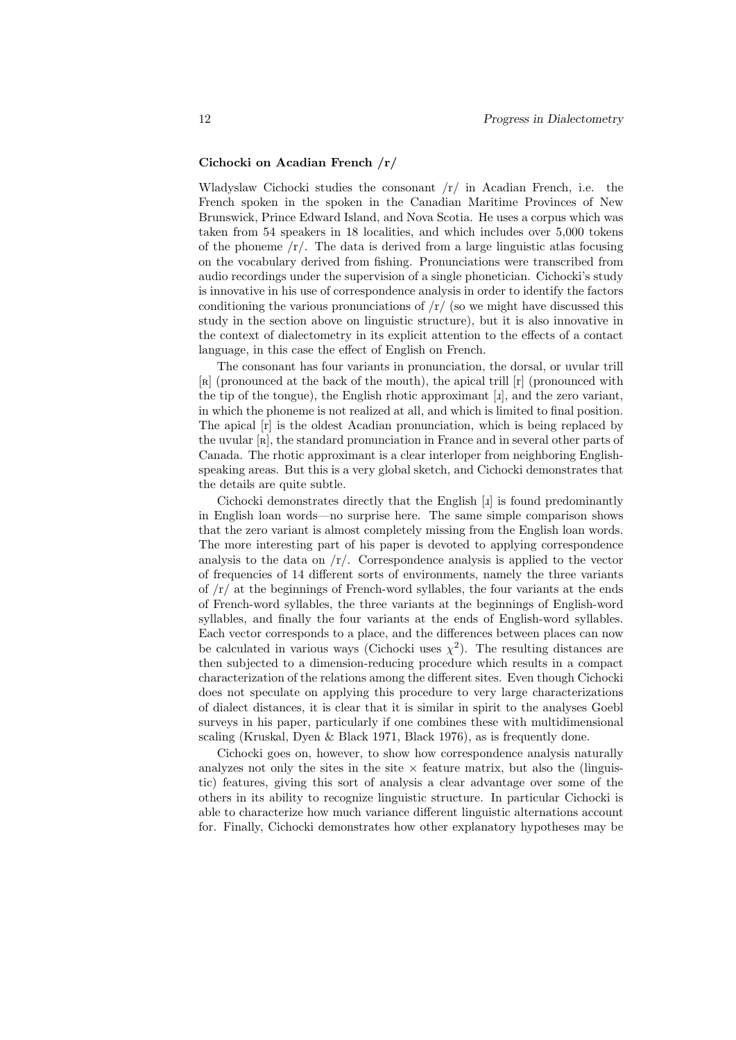### Cichocki on Acadian French /r/

Wladyslaw Cichocki studies the consonant /r/ in Acadian French, i.e. the French spoken in the spoken in the Canadian Maritime Provinces of New Brunswick, Prince Edward Island, and Nova Scotia. He uses a corpus which was taken from 54 speakers in 18 localities, and which includes over 5,000 tokens of the phoneme /r/. The data is derived from a large linguistic atlas focusing on the vocabulary derived from fishing. Pronunciations were transcribed from audio recordings under the supervision of a single phonetician. Cichocki's study is innovative in his use of correspondence analysis in order to identify the factors conditioning the various pronunciations of /r/ (so we might have discussed this study in the section above on linguistic structure), but it is also innovative in the context of dialectometry in its explicit attention to the effects of a contact language, in this case the effect of English on French.

The consonant has four variants in pronunciation, the dorsal, or uvular trill [ʀ] (pronounced at the back of the mouth), the apical trill [r] (pronounced with the tip of the tongue), the English rhotic approximant [ɹ], and the zero variant, in which the phoneme is not realized at all, and which is limited to final position. The apical [r] is the oldest Acadian pronunciation, which is being replaced by the uvular [ʀ], the standard pronunciation in France and in several other parts of Canada. The rhotic approximant is a clear interloper from neighboring English-speaking areas. But this is a very global sketch, and Cichocki demonstrates that the details are quite subtle.

Cichocki demonstrates directly that the English [ɹ] is found predominantly in English loan words—no surprise here. The same simple comparison shows that the zero variant is almost completely missing from the English loan words. The more interesting part of his paper is devoted to applying correspondence analysis to the data on /r/. Correspondence analysis is applied to the vector of frequencies of 14 different sorts of environments, namely the three variants of /r/ at the beginnings of French-word syllables, the four variants at the ends of French-word syllables, the three variants at the beginnings of English-word syllables, and finally the four variants at the ends of English-word syllables. Each vector corresponds to a place, and the differences between places can now be calculated in various ways (Cichocki uses $\chi^2$). The resulting distances are then subjected to a dimension-reducing procedure which results in a compact characterization of the relations among the different sites. Even though Cichocki does not speculate on applying this procedure to very large characterizations of dialect distances, it is clear that it is similar in spirit to the analyses Goebl surveys in his paper, particularly if one combines these with multidimensional scaling (Kruskal, Dyen & Black 1971, Black 1976), as is frequently done.

Cichocki goes on, however, to show how correspondence analysis naturally analyzes not only the sites in the site × feature matrix, but also the (linguistic) features, giving this sort of analysis a clear advantage over some of the others in its ability to recognize linguistic structure. In particular Cichocki is able to characterize how much variance different linguistic alternations account for. Finally, Cichocki demonstrates how other explanatory hypotheses may be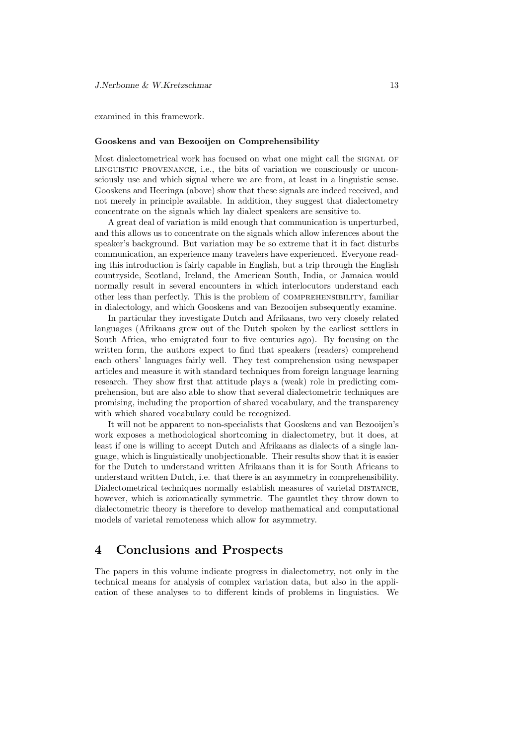examined in this framework.

**Gooskens and van Bezooijen on Comprehensibility**

Most dialectometrical work has focused on what one might call the SIGNAL OF LINGUISTIC PROVENANCE, i.e., the bits of variation we consciously or unconsciously use and which signal where we are from, at least in a linguistic sense. Gooskens and Heeringa (above) show that these signals are indeed received, and not merely in principle available. In addition, they suggest that dialectometry concentrate on the signals which lay dialect speakers are sensitive to.

A great deal of variation is mild enough that communication is unperturbed, and this allows us to concentrate on the signals which allow inferences about the speaker's background. But variation may be so extreme that it in fact disturbs communication, an experience many travelers have experienced. Everyone reading this introduction is fairly capable in English, but a trip through the English countryside, Scotland, Ireland, the American South, India, or Jamaica would normally result in several encounters in which interlocutors understand each other less than perfectly. This is the problem of COMPREHENSIBILITY, familiar in dialectology, and which Gooskens and van Bezooijen subsequently examine.

In particular they investigate Dutch and Afrikaans, two very closely related languages (Afrikaans grew out of the Dutch spoken by the earliest settlers in South Africa, who emigrated four to five centuries ago). By focusing on the written form, the authors expect to find that speakers (readers) comprehend each others' languages fairly well. They test comprehension using newspaper articles and measure it with standard techniques from foreign language learning research. They show first that attitude plays a (weak) role in predicting comprehension, but are also able to show that several dialectometric techniques are promising, including the proportion of shared vocabulary, and the transparency with which shared vocabulary could be recognized.

It will not be apparent to non-specialists that Gooskens and van Bezooijen's work exposes a methodological shortcoming in dialectometry, but it does, at least if one is willing to accept Dutch and Afrikaans as dialects of a single language, which is linguistically unobjectionable. Their results show that it is easier for the Dutch to understand written Afrikaans than it is for South Africans to understand written Dutch, i.e. that there is an asymmetry in comprehensibility. Dialectometrical techniques normally establish measures of varietal DISTANCE, however, which is axiomatically symmetric. The gauntlet they throw down to dialectometric theory is therefore to develop mathematical and computational models of varietal remoteness which allow for asymmetry.

# 4 Conclusions and Prospects

The papers in this volume indicate progress in dialectometry, not only in the technical means for analysis of complex variation data, but also in the application of these analyses to to different kinds of problems in linguistics. We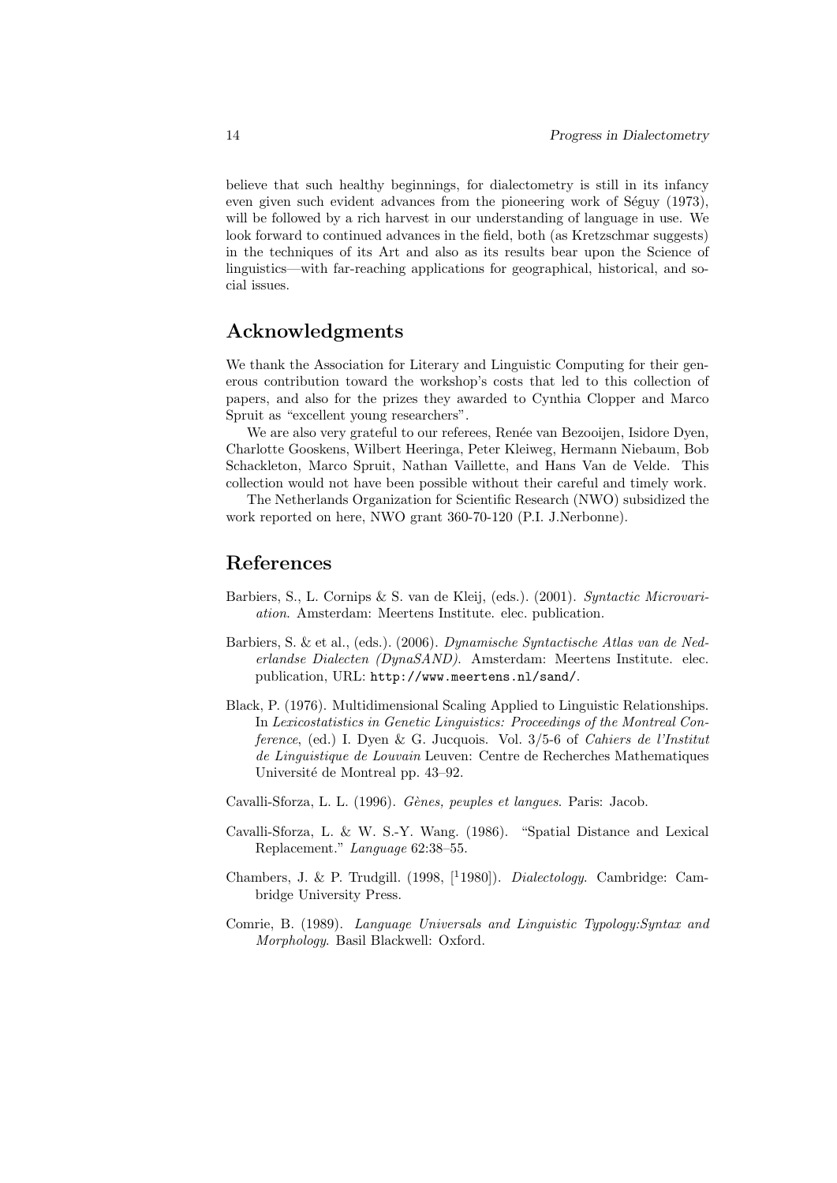believe that such healthy beginnings, for dialectometry is still in its infancy even given such evident advances from the pioneering work of Séguy (1973), will be followed by a rich harvest in our understanding of language in use. We look forward to continued advances in the field, both (as Kretzschmar suggests) in the techniques of its Art and also as its results bear upon the Science of linguistics—with far-reaching applications for geographical, historical, and social issues.

## Acknowledgments

We thank the Association for Literary and Linguistic Computing for their generous contribution toward the workshop's costs that led to this collection of papers, and also for the prizes they awarded to Cynthia Clopper and Marco Spruit as "excellent young researchers".

We are also very grateful to our referees, Renée van Bezooijen, Isidore Dyen, Charlotte Gooskens, Wilbert Heeringa, Peter Kleiweg, Hermann Niebaum, Bob Schackleton, Marco Spruit, Nathan Vaillette, and Hans Van de Velde. This collection would not have been possible without their careful and timely work.

The Netherlands Organization for Scientific Research (NWO) subsidized the work reported on here, NWO grant 360-70-120 (P.I. J.Nerbonne).

## References

Barbiers, S., L. Cornips & S. van de Kleij, (eds.). (2001). *Syntactic Microvariation*. Amsterdam: Meertens Institute. elec. publication.

Barbiers, S. & et al., (eds.). (2006). *Dynamische Syntactische Atlas van de Nederlandse Dialecten (DynaSAND)*. Amsterdam: Meertens Institute. elec. publication, URL: `http://www.meertens.nl/sand/`.

Black, P. (1976). Multidimensional Scaling Applied to Linguistic Relationships. In *Lexicostatistics in Genetic Linguistics: Proceedings of the Montreal Conference*, (ed.) I. Dyen & G. Jucquois. Vol. 3/5-6 of *Cahiers de l'Institut de Linguistique de Louvain* Leuven: Centre de Recherches Mathematiques Université de Montreal pp. 43–92.

Cavalli-Sforza, L. L. (1996). *Gènes, peuples et langues*. Paris: Jacob.

Cavalli-Sforza, L. & W. S.-Y. Wang. (1986). "Spatial Distance and Lexical Replacement." *Language* 62:38–55.

Chambers, J. & P. Trudgill. (1998, [[1]1980]). *Dialectology*. Cambridge: Cambridge University Press.

Comrie, B. (1989). *Language Universals and Linguistic Typology:Syntax and Morphology*. Basil Blackwell: Oxford.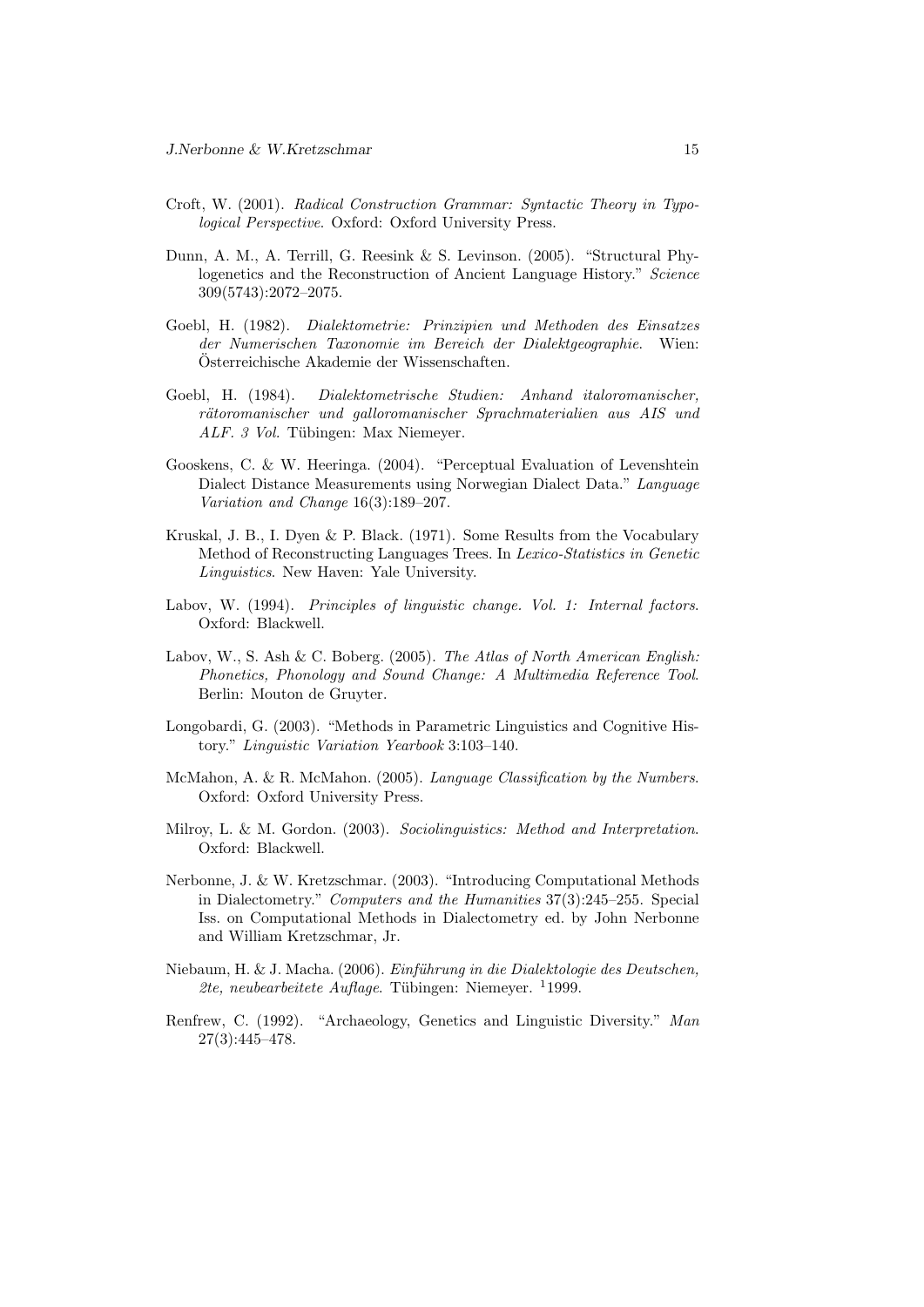Croft, W. (2001). *Radical Construction Grammar: Syntactic Theory in Typological Perspective*. Oxford: Oxford University Press.

Dunn, A. M., A. Terrill, G. Reesink & S. Levinson. (2005). "Structural Phylogenetics and the Reconstruction of Ancient Language History." *Science* 309(5743):2072–2075.

Goebl, H. (1982). *Dialektometrie: Prinzipien und Methoden des Einsatzes der Numerischen Taxonomie im Bereich der Dialektgeographie*. Wien: Österreichische Akademie der Wissenschaften.

Goebl, H. (1984). *Dialektometrische Studien: Anhand italoromanischer, rätoromanischer und galloromanischer Sprachmaterialien aus AIS und ALF. 3 Vol.* Tübingen: Max Niemeyer.

Gooskens, C. & W. Heeringa. (2004). "Perceptual Evaluation of Levenshtein Dialect Distance Measurements using Norwegian Dialect Data." *Language Variation and Change* 16(3):189–207.

Kruskal, J. B., I. Dyen & P. Black. (1971). Some Results from the Vocabulary Method of Reconstructing Languages Trees. In *Lexico-Statistics in Genetic Linguistics*. New Haven: Yale University.

Labov, W. (1994). *Principles of linguistic change. Vol. 1: Internal factors*. Oxford: Blackwell.

Labov, W., S. Ash & C. Boberg. (2005). *The Atlas of North American English: Phonetics, Phonology and Sound Change: A Multimedia Reference Tool*. Berlin: Mouton de Gruyter.

Longobardi, G. (2003). "Methods in Parametric Linguistics and Cognitive History." *Linguistic Variation Yearbook* 3:103–140.

McMahon, A. & R. McMahon. (2005). *Language Classification by the Numbers*. Oxford: Oxford University Press.

Milroy, L. & M. Gordon. (2003). *Sociolinguistics: Method and Interpretation*. Oxford: Blackwell.

Nerbonne, J. & W. Kretzschmar. (2003). "Introducing Computational Methods in Dialectometry." *Computers and the Humanities* 37(3):245–255. Special Iss. on Computational Methods in Dialectometry ed. by John Nerbonne and William Kretzschmar, Jr.

Niebaum, H. & J. Macha. (2006). *Einführung in die Dialektologie des Deutschen, 2te, neubearbeitete Auflage*. Tübingen: Niemeyer. [1]1999.

Renfrew, C. (1992). "Archaeology, Genetics and Linguistic Diversity." *Man* 27(3):445–478.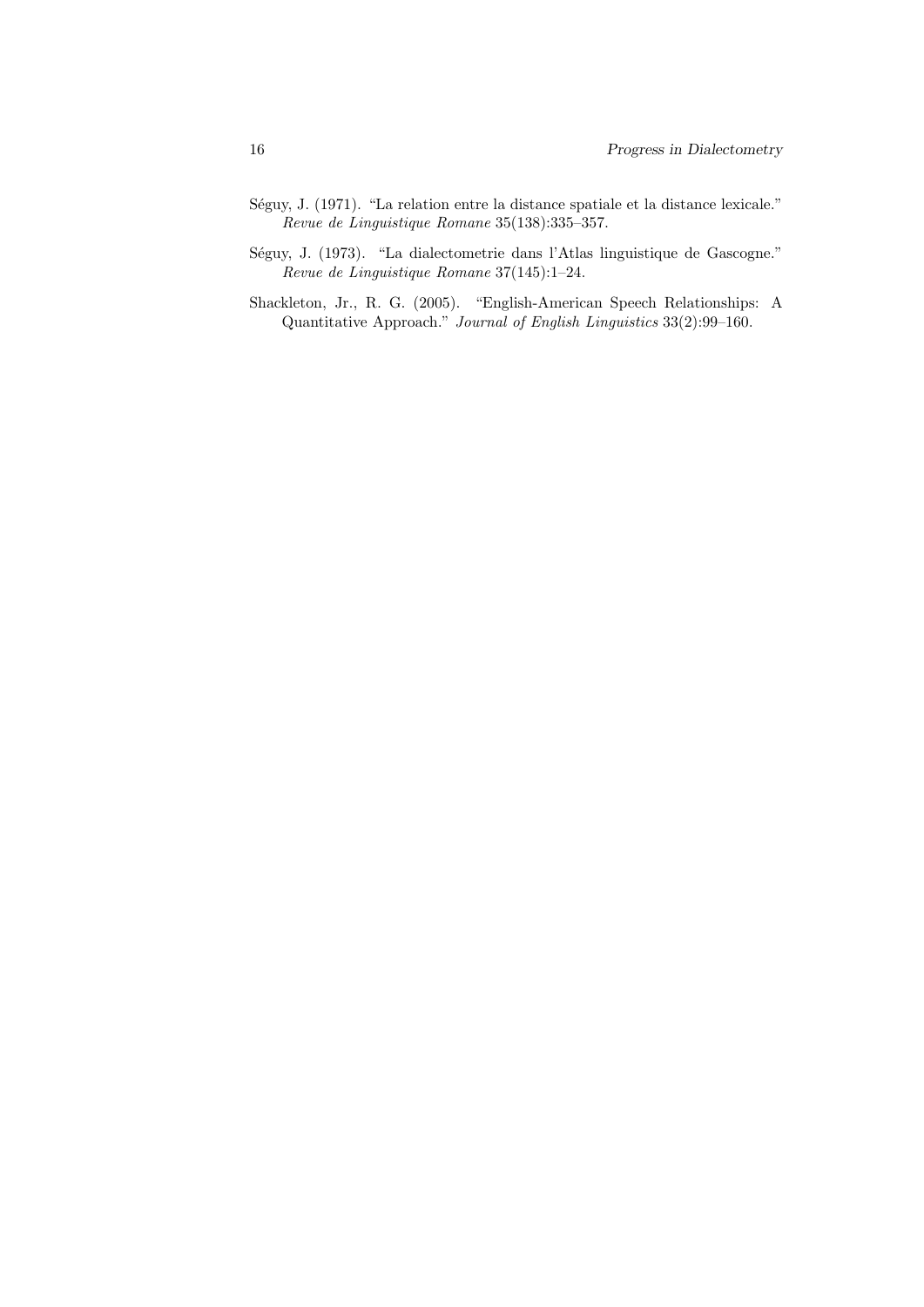Séguy, J. (1971). "La relation entre la distance spatiale et la distance lexicale." *Revue de Linguistique Romane* 35(138):335–357.

Séguy, J. (1973). "La dialectometrie dans l'Atlas linguistique de Gascogne." *Revue de Linguistique Romane* 37(145):1–24.

Shackleton, Jr., R. G. (2005). "English-American Speech Relationships: A Quantitative Approach." *Journal of English Linguistics* 33(2):99–160.